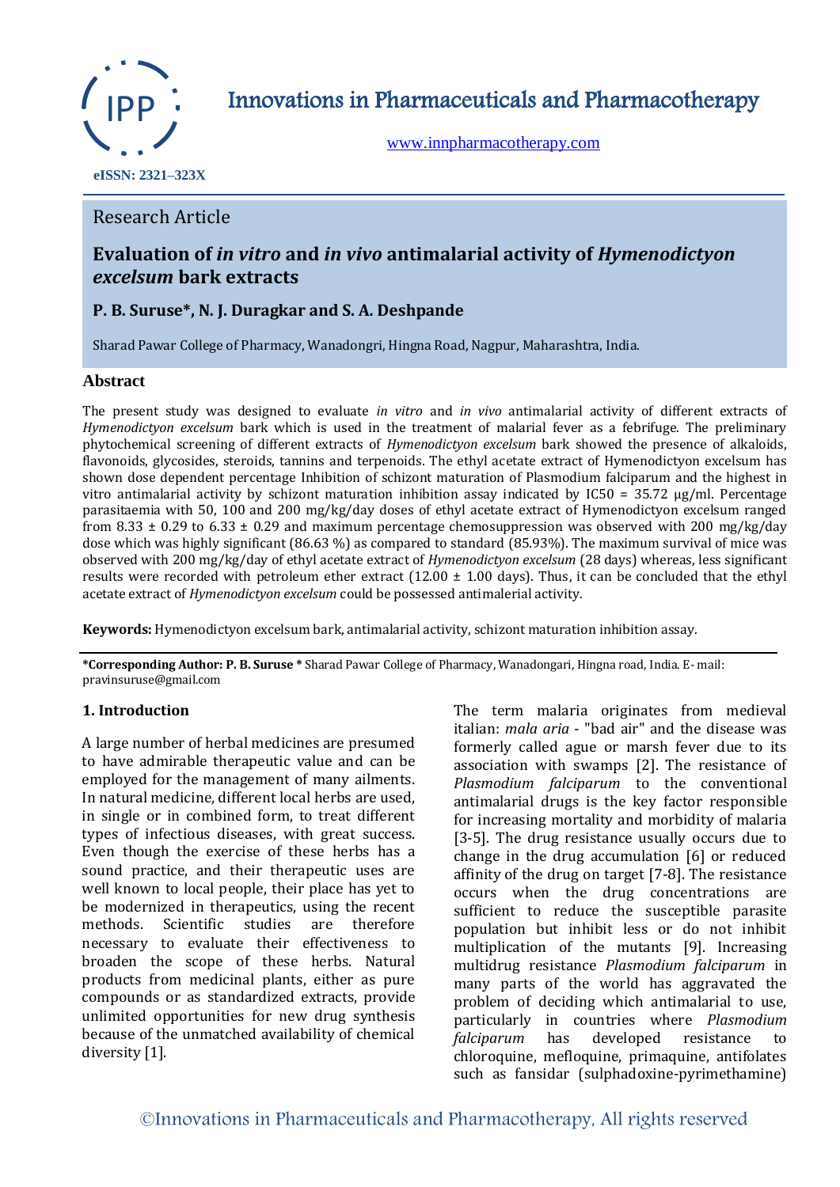# Innovations in Pharmaceuticals and Pharmacotherapy

www.innpharmacotherapy.com

eISSN: 2321–323X

Research Article

## Evaluation of *in vitro* and *in vivo* antimalarial activity of *Hymenodictyon excelsum* bark extracts

**P. B. Suruse\*, N. J. Duragkar and S. A. Deshpande**

Sharad Pawar College of Pharmacy, Wanadongri, Hingna Road, Nagpur, Maharashtra, India.

### Abstract

The present study was designed to evaluate *in vitro* and *in vivo* antimalarial activity of different extracts of *Hymenodictyon excelsum* bark which is used in the treatment of malarial fever as a febrifuge. The preliminary phytochemical screening of different extracts of *Hymenodictyon excelsum* bark showed the presence of alkaloids, flavonoids, glycosides, steroids, tannins and terpenoids. The ethyl acetate extract of Hymenodictyon excelsum has shown dose dependent percentage Inhibition of schizont maturation of Plasmodium falciparum and the highest in vitro antimalarial activity by schizont maturation inhibition assay indicated by IC50 = 35.72 µg/ml. Percentage parasitaemia with 50, 100 and 200 mg/kg/day doses of ethyl acetate extract of Hymenodictyon excelsum ranged from 8.33 ± 0.29 to 6.33 ± 0.29 and maximum percentage chemosuppression was observed with 200 mg/kg/day dose which was highly significant (86.63 %) as compared to standard (85.93%). The maximum survival of mice was observed with 200 mg/kg/day of ethyl acetate extract of *Hymenodictyon excelsum* (28 days) whereas, less significant results were recorded with petroleum ether extract (12.00 ± 1.00 days). Thus, it can be concluded that the ethyl acetate extract of *Hymenodictyon excelsum* could be possessed antimalerial activity.

**Keywords:** Hymenodictyon excelsum bark, antimalarial activity, schizont maturation inhibition assay.

**\*Corresponding Author: P. B. Suruse \*** Sharad Pawar College of Pharmacy, Wanadongari, Hingna road, India. E- mail: pravinsuruse@gmail.com

### 1. Introduction

A large number of herbal medicines are presumed to have admirable therapeutic value and can be employed for the management of many ailments. In natural medicine, different local herbs are used, in single or in combined form, to treat different types of infectious diseases, with great success. Even though the exercise of these herbs has a sound practice, and their therapeutic uses are well known to local people, their place has yet to be modernized in therapeutics, using the recent methods. Scientific studies are therefore necessary to evaluate their effectiveness to broaden the scope of these herbs. Natural products from medicinal plants, either as pure compounds or as standardized extracts, provide unlimited opportunities for new drug synthesis because of the unmatched availability of chemical diversity [1].

The term malaria originates from medieval italian: *mala aria* - "bad air" and the disease was formerly called ague or marsh fever due to its association with swamps [2]. The resistance of *Plasmodium falciparum* to the conventional antimalarial drugs is the key factor responsible for increasing mortality and morbidity of malaria [3-5]. The drug resistance usually occurs due to change in the drug accumulation [6] or reduced affinity of the drug on target [7-8]. The resistance occurs when the drug concentrations are sufficient to reduce the susceptible parasite population but inhibit less or do not inhibit multiplication of the mutants [9]. Increasing multidrug resistance *Plasmodium falciparum* in many parts of the world has aggravated the problem of deciding which antimalarial to use, particularly in countries where *Plasmodium falciparum* has developed resistance to chloroquine, mefloquine, primaquine, antifolates such as fansidar (sulphadoxine-pyrimethamine)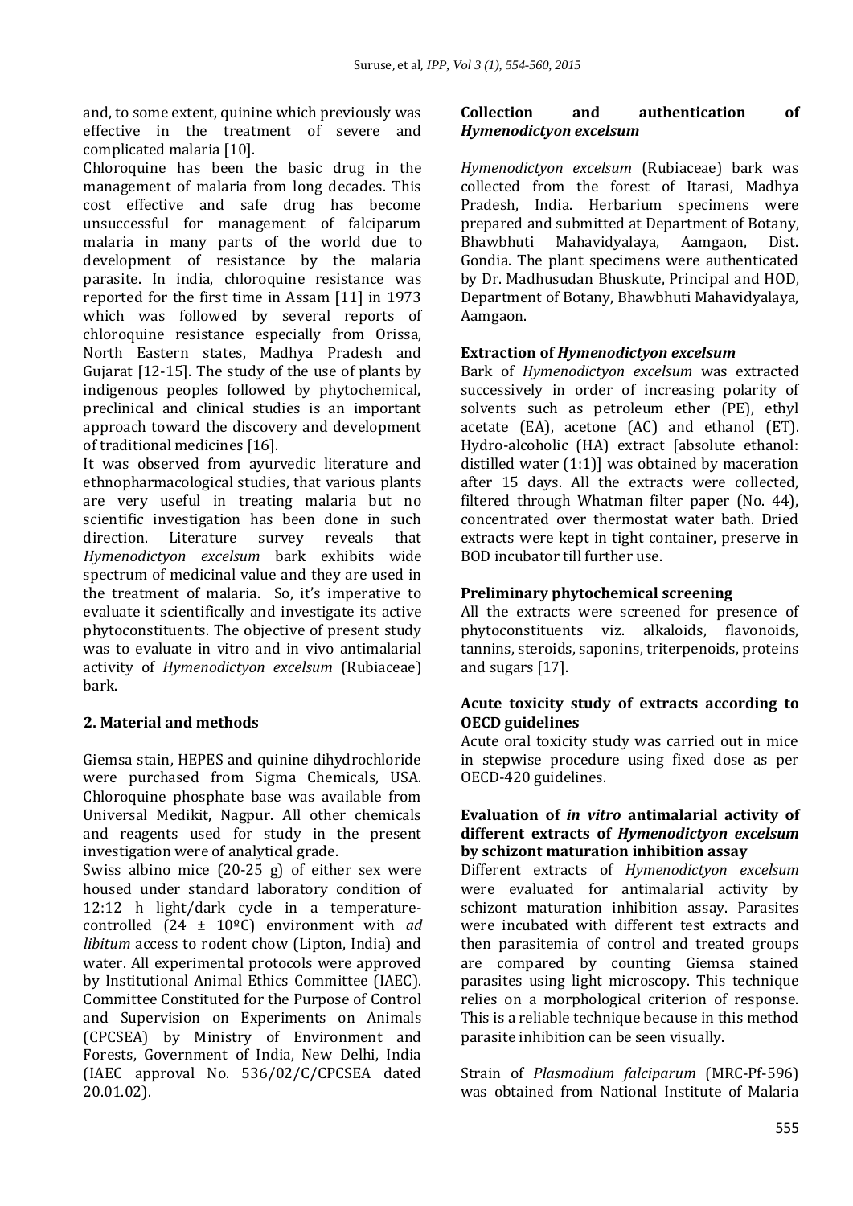and, to some extent, quinine which previously was effective in the treatment of severe and complicated malaria [10].

Chloroquine has been the basic drug in the management of malaria from long decades. This cost effective and safe drug has become unsuccessful for management of falciparum malaria in many parts of the world due to development of resistance by the malaria parasite. In india, chloroquine resistance was reported for the first time in Assam [11] in 1973 which was followed by several reports of chloroquine resistance especially from Orissa, North Eastern states, Madhya Pradesh and Gujarat [12-15]. The study of the use of plants by indigenous peoples followed by phytochemical, preclinical and clinical studies is an important approach toward the discovery and development of traditional medicines [16].

It was observed from ayurvedic literature and ethnopharmacological studies, that various plants are very useful in treating malaria but no scientific investigation has been done in such direction. Literature survey reveals that *Hymenodictyon excelsum* bark exhibits wide spectrum of medicinal value and they are used in the treatment of malaria. So, it's imperative to evaluate it scientifically and investigate its active phytoconstituents. The objective of present study was to evaluate in vitro and in vivo antimalarial activity of *Hymenodictyon excelsum* (Rubiaceae) bark.

## 2. Material and methods

Giemsa stain, HEPES and quinine dihydrochloride were purchased from Sigma Chemicals, USA. Chloroquine phosphate base was available from Universal Medikit, Nagpur. All other chemicals and reagents used for study in the present investigation were of analytical grade.

Swiss albino mice (20-25 g) of either sex were housed under standard laboratory condition of 12:12 h light/dark cycle in a temperature-controlled (24 ± 10ºC) environment with *ad libitum* access to rodent chow (Lipton, India) and water. All experimental protocols were approved by Institutional Animal Ethics Committee (IAEC). Committee Constituted for the Purpose of Control and Supervision on Experiments on Animals (CPCSEA) by Ministry of Environment and Forests, Government of India, New Delhi, India (IAEC approval No. 536/02/C/CPCSEA dated 20.01.02).

### Collection and authentication of *Hymenodictyon excelsum*

*Hymenodictyon excelsum* (Rubiaceae) bark was collected from the forest of Itarasi, Madhya Pradesh, India. Herbarium specimens were prepared and submitted at Department of Botany, Bhawbhuti Mahavidyalaya, Aamgaon, Dist. Gondia. The plant specimens were authenticated by Dr. Madhusudan Bhuskute, Principal and HOD, Department of Botany, Bhawbhuti Mahavidyalaya, Aamgaon.

### Extraction of *Hymenodictyon excelsum*

Bark of *Hymenodictyon excelsum* was extracted successively in order of increasing polarity of solvents such as petroleum ether (PE), ethyl acetate (EA), acetone (AC) and ethanol (ET). Hydro-alcoholic (HA) extract [absolute ethanol: distilled water (1:1)] was obtained by maceration after 15 days. All the extracts were collected, filtered through Whatman filter paper (No. 44), concentrated over thermostat water bath. Dried extracts were kept in tight container, preserve in BOD incubator till further use.

### Preliminary phytochemical screening

All the extracts were screened for presence of phytoconstituents viz. alkaloids, flavonoids, tannins, steroids, saponins, triterpenoids, proteins and sugars [17].

### Acute toxicity study of extracts according to OECD guidelines

Acute oral toxicity study was carried out in mice in stepwise procedure using fixed dose as per OECD-420 guidelines.

### Evaluation of *in vitro* antimalarial activity of different extracts of *Hymenodictyon excelsum* by schizont maturation inhibition assay

Different extracts of *Hymenodictyon excelsum* were evaluated for antimalarial activity by schizont maturation inhibition assay. Parasites were incubated with different test extracts and then parasitemia of control and treated groups are compared by counting Giemsa stained parasites using light microscopy. This technique relies on a morphological criterion of response. This is a reliable technique because in this method parasite inhibition can be seen visually.

Strain of *Plasmodium falciparum* (MRC-Pf-596) was obtained from National Institute of Malaria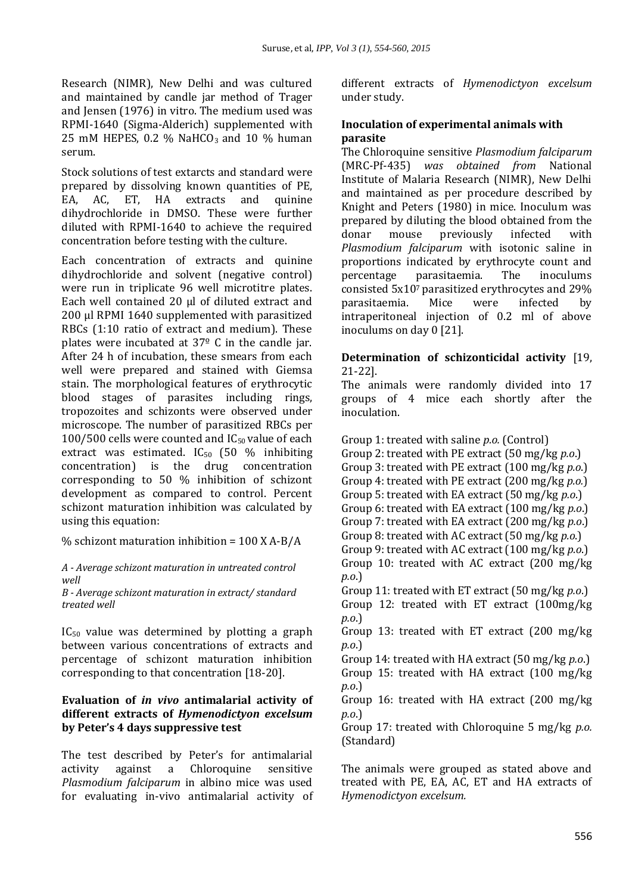Research (NIMR), New Delhi and was cultured and maintained by candle jar method of Trager and Jensen (1976) in vitro. The medium used was RPMI-1640 (Sigma-Alderich) supplemented with 25 mM HEPES, 0.2 % $NaHCO_3$ and 10 % human serum.

Stock solutions of test extarcts and standard were prepared by dissolving known quantities of PE, EA, AC, ET, HA extracts and quinine dihydrochloride in DMSO. These were further diluted with RPMI-1640 to achieve the required concentration before testing with the culture.

Each concentration of extracts and quinine dihydrochloride and solvent (negative control) were run in triplicate 96 well microtitre plates. Each well contained 20 µl of diluted extract and 200 µl RPMI 1640 supplemented with parasitized RBCs (1:10 ratio of extract and medium). These plates were incubated at 37º C in the candle jar. After 24 h of incubation, these smears from each well were prepared and stained with Giemsa stain. The morphological features of erythrocytic blood stages of parasites including rings, tropozoites and schizonts were observed under microscope. The number of parasitized RBCs per 100/500 cells were counted and $IC_{50}$ value of each extract was estimated. $IC_{50}$ (50 % inhibiting concentration) is the drug concentration corresponding to 50 % inhibition of schizont development as compared to control. Percent schizont maturation inhibition was calculated by using this equation:

% schizont maturation inhibition = 100 X A-B/A

*A - Average schizont maturation in untreated control well*

*B - Average schizont maturation in extract/ standard treated well*

$IC_{50}$ value was determined by plotting a graph between various concentrations of extracts and percentage of schizont maturation inhibition corresponding to that concentration [18-20].

**Evaluation of *in vivo* antimalarial activity of different extracts of *Hymenodictyon excelsum* by Peter's 4 days suppressive test**

The test described by Peter's for antimalarial activity against a Chloroquine sensitive *Plasmodium falciparum* in albino mice was used for evaluating in-vivo antimalarial activity of different extracts of *Hymenodictyon excelsum* under study.

**Inoculation of experimental animals with parasite**

The Chloroquine sensitive *Plasmodium falciparum* (MRC-Pf-435) *was obtained from* National Institute of Malaria Research (NIMR), New Delhi and maintained as per procedure described by Knight and Peters (1980) in mice. Inoculum was prepared by diluting the blood obtained from the donar mouse previously infected with *Plasmodium falciparum* with isotonic saline in proportions indicated by erythrocyte count and percentage parasitaemia. The inoculums consisted $5x10^7$ parasitized erythrocytes and 29% parasitaemia. Mice were infected by intraperitoneal injection of 0.2 ml of above inoculums on day 0 [21].

**Determination of schizonticidal activity** [19, 21-22].

The animals were randomly divided into 17 groups of 4 mice each shortly after the inoculation.

Group 1: treated with saline *p.o.* (Control)
Group 2: treated with PE extract (50 mg/kg *p.o*.)
Group 3: treated with PE extract (100 mg/kg *p.o*.)
Group 4: treated with PE extract (200 mg/kg *p.o*.)
Group 5: treated with EA extract (50 mg/kg *p.o*.)
Group 6: treated with EA extract (100 mg/kg *p.o*.)
Group 7: treated with EA extract (200 mg/kg *p.o*.)
Group 8: treated with AC extract (50 mg/kg *p.o*.)
Group 9: treated with AC extract (100 mg/kg *p.o*.)
Group 10: treated with AC extract (200 mg/kg *p.o*.)
Group 11: treated with ET extract (50 mg/kg *p.o*.)
Group 12: treated with ET extract (100mg/kg *p.o*.)
Group 13: treated with ET extract (200 mg/kg *p.o*.)
Group 14: treated with HA extract (50 mg/kg *p.o*.)
Group 15: treated with HA extract (100 mg/kg *p.o*.)
Group 16: treated with HA extract (200 mg/kg *p.o*.)
Group 17: treated with Chloroquine 5 mg/kg *p.o.* (Standard)

The animals were grouped as stated above and treated with PE, EA, AC, ET and HA extracts of *Hymenodictyon excelsum.*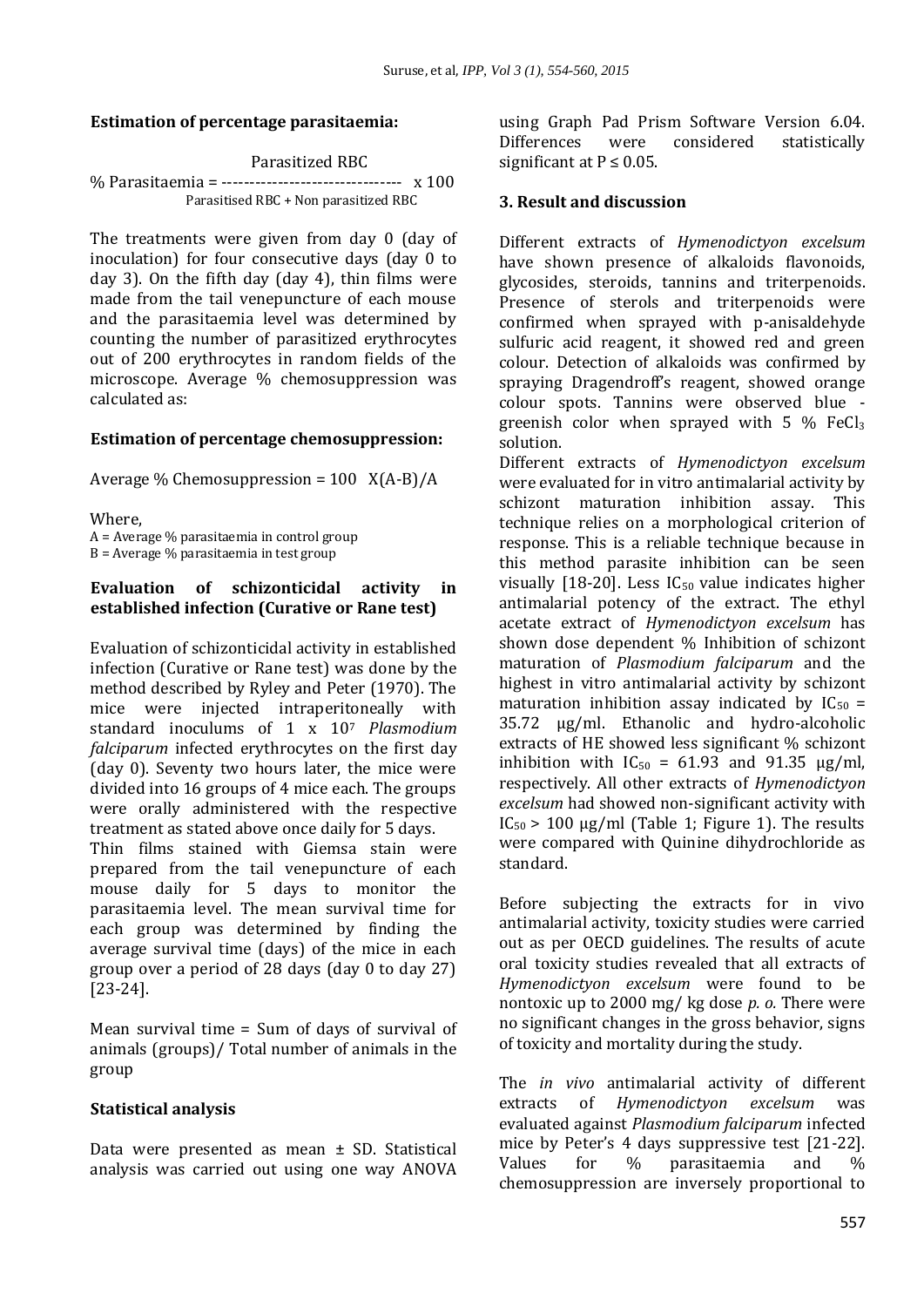**Estimation of percentage parasitaemia:**

$$\% \text{ Parasitaemia} = \frac{\text{Parasitized RBC}}{\text{Parasitised RBC + Non parasitized RBC}} \times 100$$

The treatments were given from day 0 (day of inoculation) for four consecutive days (day 0 to day 3). On the fifth day (day 4), thin films were made from the tail venepuncture of each mouse and the parasitaemia level was determined by counting the number of parasitized erythrocytes out of 200 erythrocytes in random fields of the microscope. Average % chemosuppression was calculated as:

**Estimation of percentage chemosuppression:**

Average % Chemosuppression = 100 X(A-B)/A

Where,
A = Average % parasitaemia in control group
B = Average % parasitaemia in test group

**Evaluation of schizonticidal activity in established infection (Curative or Rane test)**

Evaluation of schizonticidal activity in established infection (Curative or Rane test) was done by the method described by Ryley and Peter (1970). The mice were injected intraperitoneally with standard inoculums of $1 \times 10^7$ *Plasmodium falciparum* infected erythrocytes on the first day (day 0). Seventy two hours later, the mice were divided into 16 groups of 4 mice each. The groups were orally administered with the respective treatment as stated above once daily for 5 days.
Thin films stained with Giemsa stain were prepared from the tail venepuncture of each mouse daily for 5 days to monitor the parasitaemia level. The mean survival time for each group was determined by finding the average survival time (days) of the mice in each group over a period of 28 days (day 0 to day 27) [23-24].

Mean survival time = Sum of days of survival of animals (groups)/ Total number of animals in the group

**Statistical analysis**

Data were presented as mean ± SD. Statistical analysis was carried out using one way ANOVA using Graph Pad Prism Software Version 6.04. Differences were considered statistically significant at $P \leq 0.05$.

**3. Result and discussion**

Different extracts of *Hymenodictyon excelsum* have shown presence of alkaloids flavonoids, glycosides, steroids, tannins and triterpenoids. Presence of sterols and triterpenoids were confirmed when sprayed with p-anisaldehyde sulfuric acid reagent, it showed red and green colour. Detection of alkaloids was confirmed by spraying Dragendroff's reagent, showed orange colour spots. Tannins were observed blue - greenish color when sprayed with 5 % $FeCl_3$ solution.
Different extracts of *Hymenodictyon excelsum* were evaluated for in vitro antimalarial activity by schizont maturation inhibition assay. This technique relies on a morphological criterion of response. This is a reliable technique because in this method parasite inhibition can be seen visually [18-20]. Less $IC_{50}$ value indicates higher antimalarial potency of the extract. The ethyl acetate extract of *Hymenodictyon excelsum* has shown dose dependent % Inhibition of schizont maturation of *Plasmodium falciparum* and the highest in vitro antimalarial activity by schizont maturation inhibition assay indicated by $IC_{50}$ = 35.72 µg/ml. Ethanolic and hydro-alcoholic extracts of HE showed less significant % schizont inhibition with $IC_{50}$ = 61.93 and 91.35 µg/ml, respectively. All other extracts of *Hymenodictyon excelsum* had showed non-significant activity with $IC_{50}$ > 100 µg/ml (Table 1; Figure 1). The results were compared with Quinine dihydrochloride as standard.

Before subjecting the extracts for in vivo antimalarial activity, toxicity studies were carried out as per OECD guidelines. The results of acute oral toxicity studies revealed that all extracts of *Hymenodictyon excelsum* were found to be nontoxic up to 2000 mg/ kg dose *p. o.* There were no significant changes in the gross behavior, signs of toxicity and mortality during the study.

The *in vivo* antimalarial activity of different extracts of *Hymenodictyon excelsum* was evaluated against *Plasmodium falciparum* infected mice by Peter's 4 days suppressive test [21-22]. Values for % parasitaemia and % chemosuppression are inversely proportional to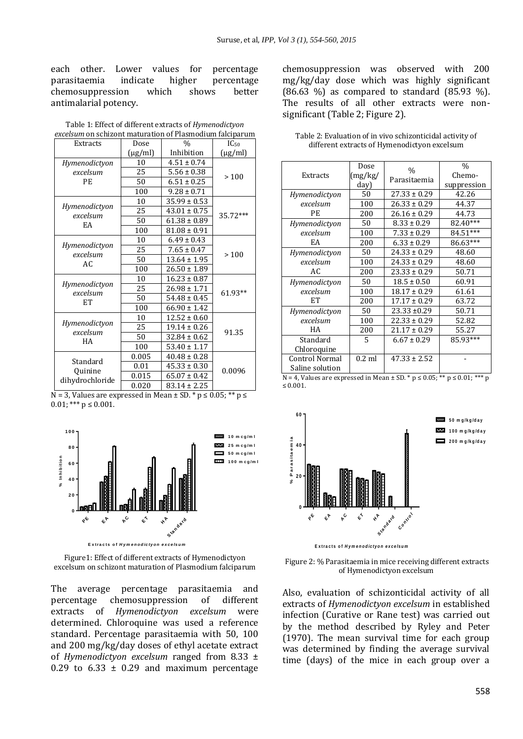each other. Lower values for percentage parasitaemia indicate higher percentage chemosuppression which shows better antimalarial potency.

Table 1: Effect of different extracts of *Hymenodictyon excelsum* on schizont maturation of Plasmodium falciparum

| Extracts | Dose (µg/ml) | % Inhibition | $IC_{50}$ (µg/ml) |
|---|---|---|---|
| *Hymenodictyon excelsum* PE | 10 | 4.51 ± 0.74 | > 100 |
| | 25 | 5.56 ± 0.38 | |
| | 50 | 6.51 ± 0.25 | |
| | 100 | 9.28 ± 0.71 | |
| *Hymenodictyon excelsum* EA | 10 | 35.99 ± 0.53 | 35.72*** |
| | 25 | 43.01 ± 0.75 | |
| | 50 | 61.38 ± 0.89 | |
| | 100 | 81.08 ± 0.91 | |
| *Hymenodictyon excelsum* AC | 10 | 6.49 ± 0.43 | > 100 |
| | 25 | 7.65 ± 0.47 | |
| | 50 | 13.64 ± 1.95 | |
| | 100 | 26.50 ± 1.89 | |
| *Hymenodictyon excelsum* ET | 10 | 16.23 ± 0.87 | 61.93** |
| | 25 | 26.98 ± 1.71 | |
| | 50 | 54.48 ± 0.45 | |
| | 100 | 66.90 ± 1.42 | |
| *Hymenodictyon excelsum* HA | 10 | 12.52 ± 0.60 | 91.35 |
| | 25 | 19.14 ± 0.26 | |
| | 50 | 32.84 ± 0.62 | |
| | 100 | 53.40 ± 1.17 | |
| Standard Quinine dihydrochloride | 0.005 | 40.48 ± 0.28 | 0.0096 |
| | 0.01 | 45.33 ± 0.30 | |
| | 0.015 | 65.07 ± 0.42 | |
| | 0.020 | 83.14 ± 2.25 | |

N = 3, Values are expressed in Mean ± SD. * $p \leq 0.05$; ** $p \leq 0.01$; *** $p \leq 0.001$.

Figure1: Effect of different extracts of Hymenodictyon excelsum on schizont maturation of Plasmodium falciparum

The average percentage parasitaemia and percentage chemosuppression of different extracts of *Hymenodictyon excelsum* were determined. Chloroquine was used a reference standard. Percentage parasitaemia with 50, 100 and 200 mg/kg/day doses of ethyl acetate extract of *Hymenodictyon excelsum* ranged from 8.33 ± 0.29 to 6.33 ± 0.29 and maximum percentage chemosuppression was observed with 200 mg/kg/day dose which was highly significant (86.63 %) as compared to standard (85.93 %). The results of all other extracts were non-significant (Table 2; Figure 2).

Table 2: Evaluation of in vivo schizonticidal activity of different extracts of Hymenodictyon excelsum

| Extracts | Dose (mg/kg/day) | % Parasitaemia | % Chemo-suppression |
|---|---|---|---|
| *Hymenodictyon excelsum* PE | 50 | 27.33 ± 0.29 | 42.26 |
| | 100 | 26.33 ± 0.29 | 44.37 |
| | 200 | 26.16 ± 0.29 | 44.73 |
| *Hymenodictyon excelsum* EA | 50 | 8.33 ± 0.29 | 82.40*** |
| | 100 | 7.33 ± 0.29 | 84.51*** |
| | 200 | 6.33 ± 0.29 | 86.63*** |
| *Hymenodictyon excelsum* AC | 50 | 24.33 ± 0.29 | 48.60 |
| | 100 | 24.33 ± 0.29 | 48.60 |
| | 200 | 23.33 ± 0.29 | 50.71 |
| *Hymenodictyon excelsum* ET | 50 | 18.5 ± 0.50 | 60.91 |
| | 100 | 18.17 ± 0.29 | 61.61 |
| | 200 | 17.17 ± 0.29 | 63.72 |
| *Hymenodictyon excelsum* HA | 50 | 23.33 ±0.29 | 50.71 |
| | 100 | 22.33 ± 0.29 | 52.82 |
| | 200 | 21.17 ± 0.29 | 55.27 |
| Standard Chloroquine | 5 | 6.67 ± 0.29 | 85.93*** |
| Control Normal Saline solution | 0.2 ml | 47.33 ± 2.52 | - |

N = 4, Values are expressed in Mean ± SD. * $p \leq 0.05$; ** $p \leq 0.01$; *** $p \leq 0.001$.

Figure 2: % Parasitaemia in mice receiving different extracts of Hymenodictyon excelsum

Also, evaluation of schizonticidal activity of all extracts of *Hymenodictyon excelsum* in established infection (Curative or Rane test) was carried out by the method described by Ryley and Peter (1970). The mean survival time for each group was determined by finding the average survival time (days) of the mice in each group over a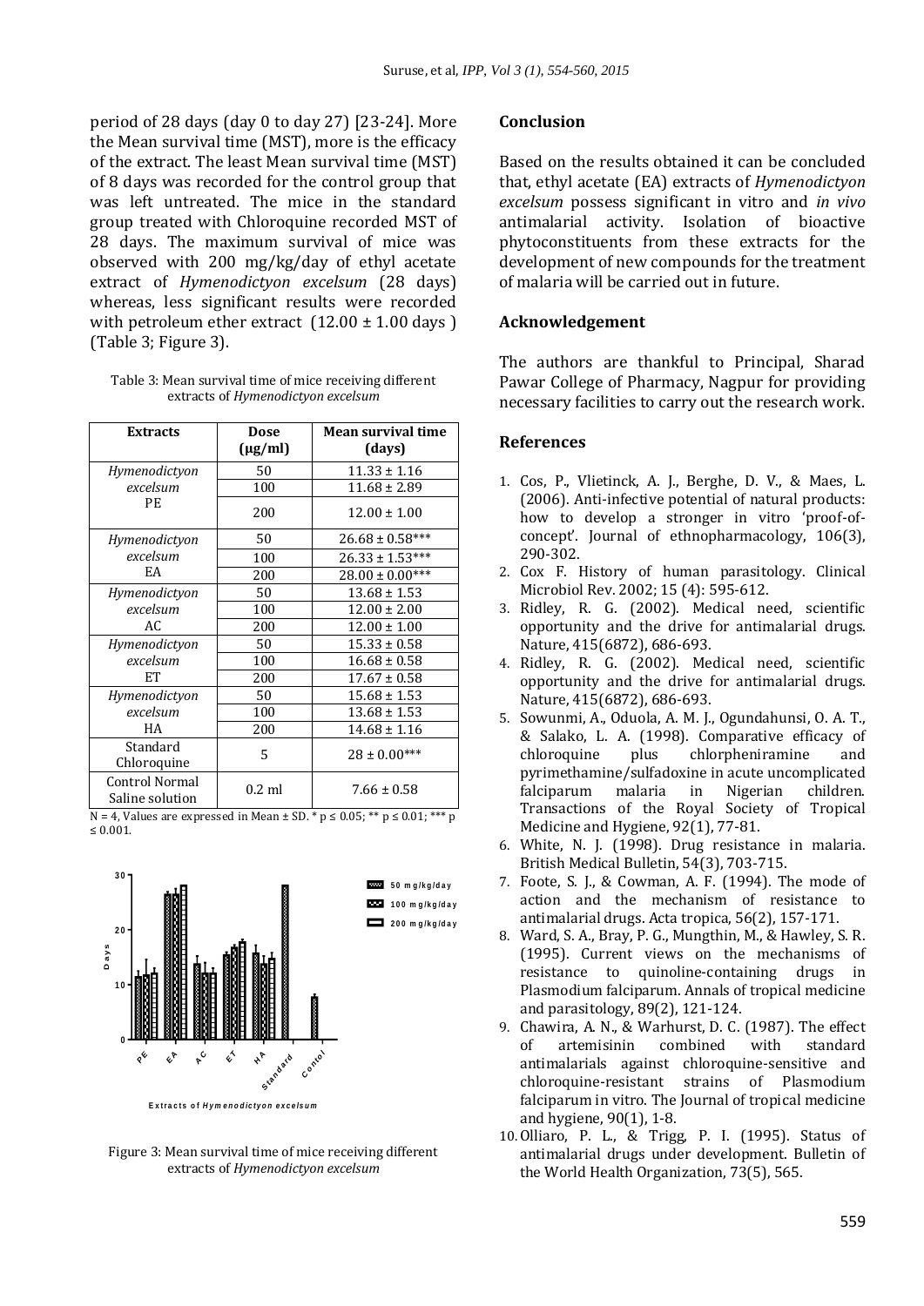period of 28 days (day 0 to day 27) [23-24]. More the Mean survival time (MST), more is the efficacy of the extract. The least Mean survival time (MST) of 8 days was recorded for the control group that was left untreated. The mice in the standard group treated with Chloroquine recorded MST of 28 days. The maximum survival of mice was observed with 200 mg/kg/day of ethyl acetate extract of *Hymenodictyon excelsum* (28 days) whereas, less significant results were recorded with petroleum ether extract (12.00 ± 1.00 days ) (Table 3; Figure 3).

Table 3: Mean survival time of mice receiving different extracts of *Hymenodictyon excelsum*

| Extracts | Dose (μg/ml) | Mean survival time (days) |
|---|---|---|
| *Hymenodictyon excelsum* PE | 50 | 11.33 ± 1.16 |
| | 100 | 11.68 ± 2.89 |
| | 200 | 12.00 ± 1.00 |
| *Hymenodictyon excelsum* EA | 50 | 26.68 ± 0.58*** |
| | 100 | 26.33 ± 1.53*** |
| | 200 | 28.00 ± 0.00*** |
| *Hymenodictyon excelsum* AC | 50 | 13.68 ± 1.53 |
| | 100 | 12.00 ± 2.00 |
| | 200 | 12.00 ± 1.00 |
| *Hymenodictyon excelsum* ET | 50 | 15.33 ± 0.58 |
| | 100 | 16.68 ± 0.58 |
| | 200 | 17.67 ± 0.58 |
| *Hymenodictyon excelsum* HA | 50 | 15.68 ± 1.53 |
| | 100 | 13.68 ± 1.53 |
| | 200 | 14.68 ± 1.16 |
| Standard Chloroquine | 5 | 28 ± 0.00*** |
| Control Normal Saline solution | 0.2 ml | 7.66 ± 0.58 |

N = 4, Values are expressed in Mean ± SD. * p ≤ 0.05; ** p ≤ 0.01; *** p ≤ 0.001.

Figure 3: Mean survival time of mice receiving different extracts of *Hymenodictyon excelsum*

## Conclusion

Based on the results obtained it can be concluded that, ethyl acetate (EA) extracts of *Hymenodictyon excelsum* possess significant in vitro and *in vivo* antimalarial activity. Isolation of bioactive phytoconstituents from these extracts for the development of new compounds for the treatment of malaria will be carried out in future.

## Acknowledgement

The authors are thankful to Principal, Sharad Pawar College of Pharmacy, Nagpur for providing necessary facilities to carry out the research work.

## References

1. Cos, P., Vlietinck, A. J., Berghe, D. V., & Maes, L. (2006). Anti-infective potential of natural products: how to develop a stronger in vitro 'proof-of-concept'. Journal of ethnopharmacology, 106(3), 290-302.
2. Cox F. History of human parasitology. Clinical Microbiol Rev. 2002; 15 (4): 595-612.
3. Ridley, R. G. (2002). Medical need, scientific opportunity and the drive for antimalarial drugs. Nature, 415(6872), 686-693.
4. Ridley, R. G. (2002). Medical need, scientific opportunity and the drive for antimalarial drugs. Nature, 415(6872), 686-693.
5. Sowunmi, A., Oduola, A. M. J., Ogundahunsi, O. A. T., & Salako, L. A. (1998). Comparative efficacy of chloroquine plus chlorpheniramine and pyrimethamine/sulfadoxine in acute uncomplicated falciparum malaria in Nigerian children. Transactions of the Royal Society of Tropical Medicine and Hygiene, 92(1), 77-81.
6. White, N. J. (1998). Drug resistance in malaria. British Medical Bulletin, 54(3), 703-715.
7. Foote, S. J., & Cowman, A. F. (1994). The mode of action and the mechanism of resistance to antimalarial drugs. Acta tropica, 56(2), 157-171.
8. Ward, S. A., Bray, P. G., Mungthin, M., & Hawley, S. R. (1995). Current views on the mechanisms of resistance to quinoline-containing drugs in Plasmodium falciparum. Annals of tropical medicine and parasitology, 89(2), 121-124.
9. Chawira, A. N., & Warhurst, D. C. (1987). The effect of artemisinin combined with standard antimalarials against chloroquine-sensitive and chloroquine-resistant strains of Plasmodium falciparum in vitro. The Journal of tropical medicine and hygiene, 90(1), 1-8.
10. Olliaro, P. L., & Trigg, P. I. (1995). Status of antimalarial drugs under development. Bulletin of the World Health Organization, 73(5), 565.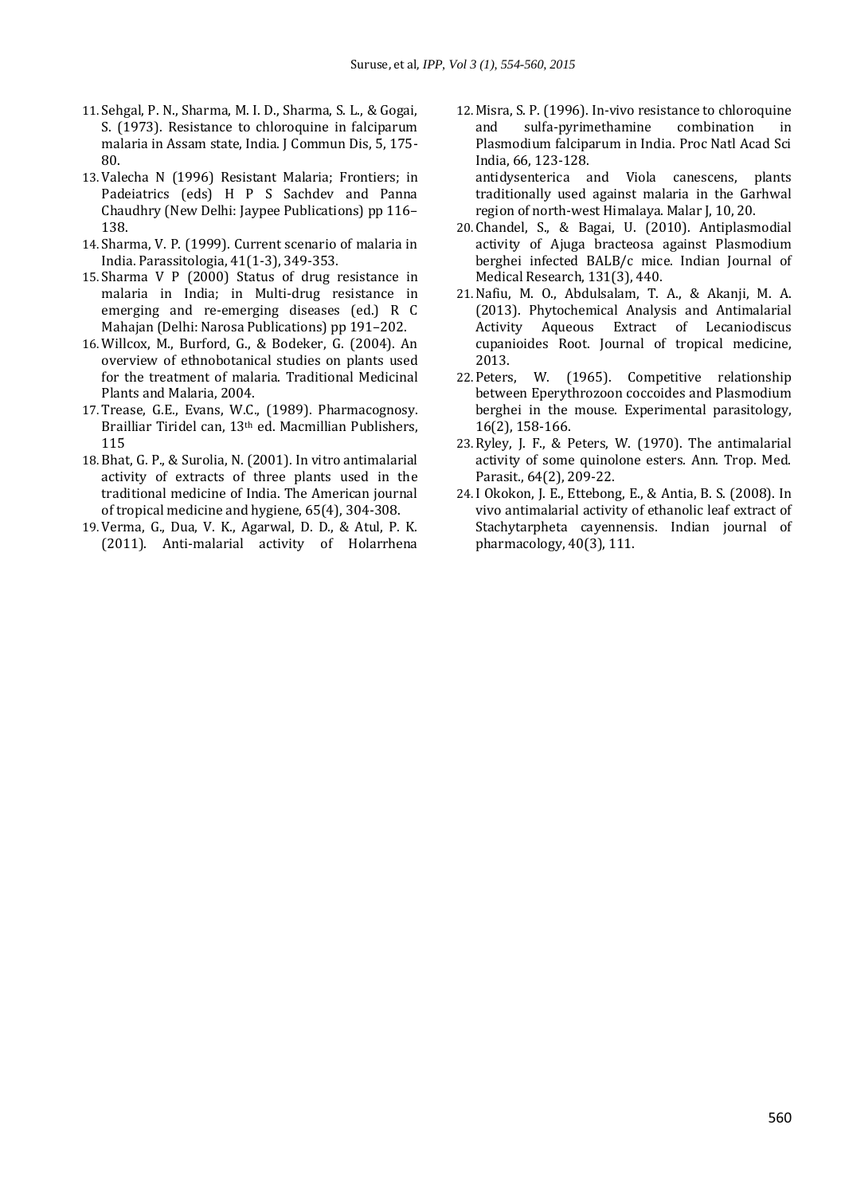11. Sehgal, P. N., Sharma, M. I. D., Sharma, S. L., & Gogai, S. (1973). Resistance to chloroquine in falciparum malaria in Assam state, India. J Commun Dis, 5, 175-80.
12. Misra, S. P. (1996). In-vivo resistance to chloroquine and sulfa-pyrimethamine combination in Plasmodium falciparum in India. Proc Natl Acad Sci India, 66, 123-128.
13. Valecha N (1996) Resistant Malaria; Frontiers; in Padeiatrics (eds) H P S Sachdev and Panna Chaudhry (New Delhi: Jaypee Publications) pp 116–138.
14. Sharma, V. P. (1999). Current scenario of malaria in India. Parassitologia, 41(1-3), 349-353.
15. Sharma V P (2000) Status of drug resistance in malaria in India; in Multi-drug resistance in emerging and re-emerging diseases (ed.) R C Mahajan (Delhi: Narosa Publications) pp 191–202.
16. Willcox, M., Burford, G., & Bodeker, G. (2004). An overview of ethnobotanical studies on plants used for the treatment of malaria. Traditional Medicinal Plants and Malaria, 2004.
17. Trease, G.E., Evans, W.C., (1989). Pharmacognosy. Brailliar Tiridel can, 13th ed. Macmillian Publishers, 115
18. Bhat, G. P., & Surolia, N. (2001). In vitro antimalarial activity of extracts of three plants used in the traditional medicine of India. The American journal of tropical medicine and hygiene, 65(4), 304-308.
19. Verma, G., Dua, V. K., Agarwal, D. D., & Atul, P. K. (2011). Anti-malarial activity of Holarrhena antidysenterica and Viola canescens, plants traditionally used against malaria in the Garhwal region of north-west Himalaya. Malar J, 10, 20.
20. Chandel, S., & Bagai, U. (2010). Antiplasmodial activity of Ajuga bracteosa against Plasmodium berghei infected BALB/c mice. Indian Journal of Medical Research, 131(3), 440.
21. Nafiu, M. O., Abdulsalam, T. A., & Akanji, M. A. (2013). Phytochemical Analysis and Antimalarial Activity Aqueous Extract of Lecaniodiscus cupanioides Root. Journal of tropical medicine, 2013.
22. Peters, W. (1965). Competitive relationship between Eperythrozoon coccoides and Plasmodium berghei in the mouse. Experimental parasitology, 16(2), 158-166.
23. Ryley, J. F., & Peters, W. (1970). The antimalarial activity of some quinolone esters. Ann. Trop. Med. Parasit., 64(2), 209-22.
24. I Okokon, J. E., Ettebong, E., & Antia, B. S. (2008). In vivo antimalarial activity of ethanolic leaf extract of Stachytarpheta cayennensis. Indian journal of pharmacology, 40(3), 111.